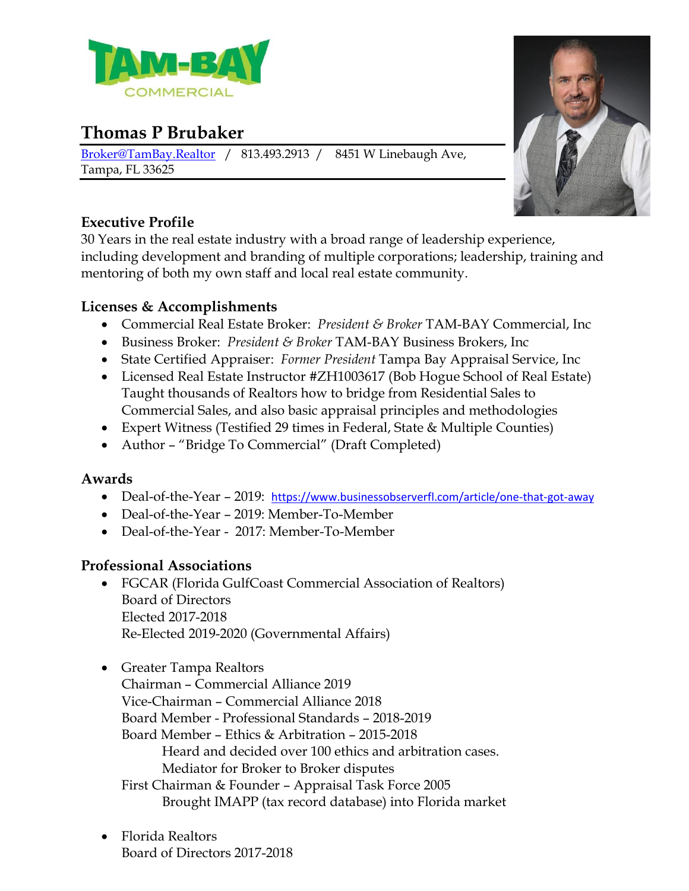TAM-BAY COMMERCIAL

# Thomas P Brubaker

Broker@TamBay.Realtor / 813.493.2913 / 8451 W Linebaugh Ave, Tampa, FL 33625

## Executive Profile

30 Years in the real estate industry with a broad range of leadership experience, including development and branding of multiple corporations; leadership, training and mentoring of both my own staff and local real estate community.

## Licenses & Accomplishments

- Commercial Real Estate Broker: *President & Broker* TAM-BAY Commercial, Inc
- Business Broker: *President & Broker* TAM-BAY Business Brokers, Inc
- State Certified Appraiser: *Former President* Tampa Bay Appraisal Service, Inc
- Licensed Real Estate Instructor #ZH1003617 (Bob Hogue School of Real Estate) Taught thousands of Realtors how to bridge from Residential Sales to Commercial Sales, and also basic appraisal principles and methodologies
- Expert Witness (Testified 29 times in Federal, State & Multiple Counties)
- Author – "Bridge To Commercial" (Draft Completed)

## Awards

- Deal-of-the-Year – 2019: https://www.businessobserverfl.com/article/one-that-got-away
- Deal-of-the-Year – 2019: Member-To-Member
- Deal-of-the-Year - 2017: Member-To-Member

## Professional Associations

- FGCAR (Florida GulfCoast Commercial Association of Realtors)
  Board of Directors
  Elected 2017-2018
  Re-Elected 2019-2020 (Governmental Affairs)

- Greater Tampa Realtors
  Chairman – Commercial Alliance 2019
  Vice-Chairman – Commercial Alliance 2018
  Board Member - Professional Standards – 2018-2019
  Board Member – Ethics & Arbitration – 2015-2018
  - Heard and decided over 100 ethics and arbitration cases.
  - Mediator for Broker to Broker disputes

  First Chairman & Founder – Appraisal Task Force 2005
  - Brought IMAPP (tax record database) into Florida market

- Florida Realtors
  Board of Directors 2017-2018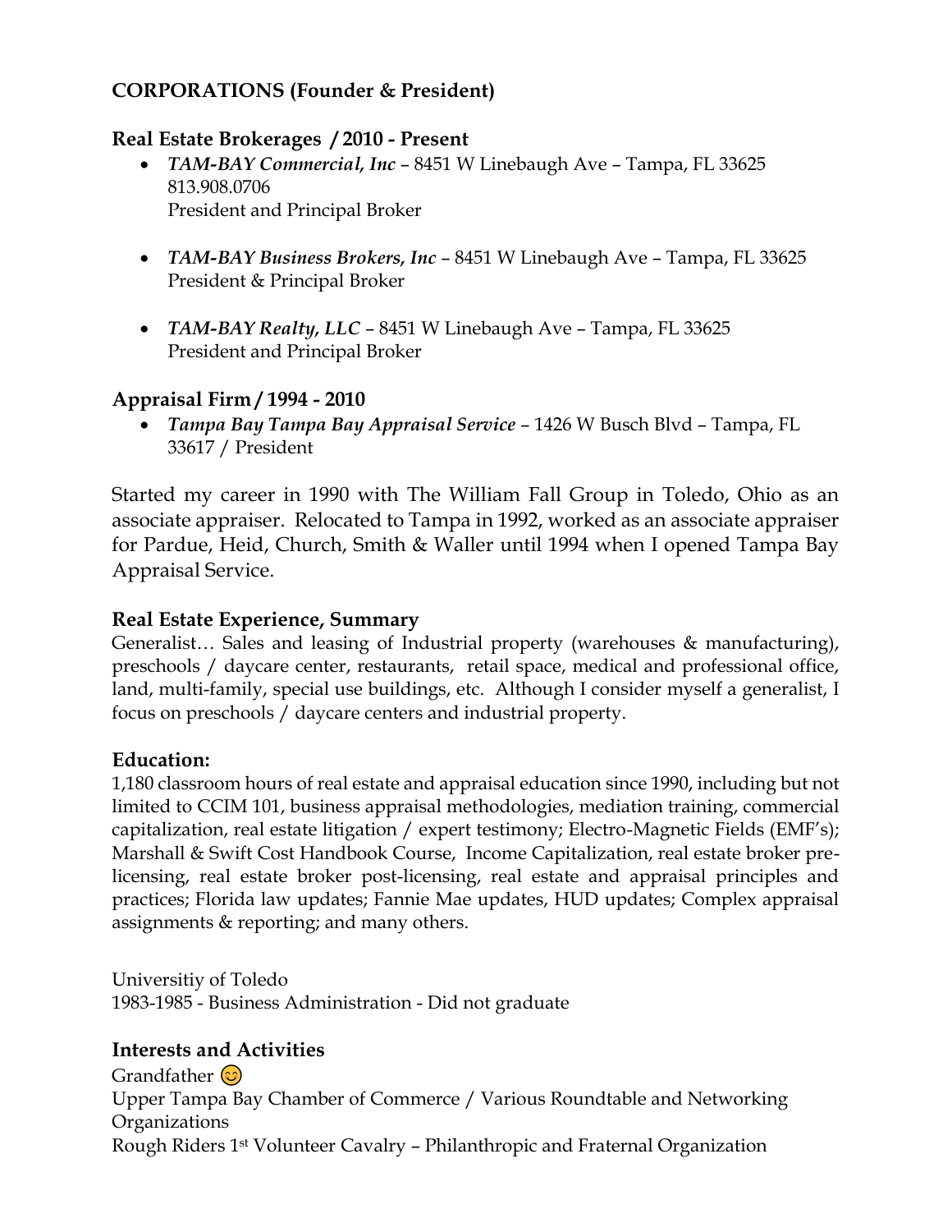**CORPORATIONS (Founder & President)**

**Real Estate Brokerages / 2010 - Present**

- ***TAM-BAY Commercial, Inc*** – 8451 W Linebaugh Ave – Tampa, FL 33625
  813.908.0706
  President and Principal Broker

- ***TAM-BAY Business Brokers, Inc*** – 8451 W Linebaugh Ave – Tampa, FL 33625
  President & Principal Broker

- ***TAM-BAY Realty, LLC*** – 8451 W Linebaugh Ave – Tampa, FL 33625
  President and Principal Broker

**Appraisal Firm / 1994 - 2010**

- ***Tampa Bay Tampa Bay Appraisal Service*** – 1426 W Busch Blvd – Tampa, FL 33617 / President

Started my career in 1990 with The William Fall Group in Toledo, Ohio as an associate appraiser. Relocated to Tampa in 1992, worked as an associate appraiser for Pardue, Heid, Church, Smith & Waller until 1994 when I opened Tampa Bay Appraisal Service.

**Real Estate Experience, Summary**

Generalist… Sales and leasing of Industrial property (warehouses & manufacturing), preschools / daycare center, restaurants, retail space, medical and professional office, land, multi-family, special use buildings, etc. Although I consider myself a generalist, I focus on preschools / daycare centers and industrial property.

**Education:**

1,180 classroom hours of real estate and appraisal education since 1990, including but not limited to CCIM 101, business appraisal methodologies, mediation training, commercial capitalization, real estate litigation / expert testimony; Electro-Magnetic Fields (EMF's); Marshall & Swift Cost Handbook Course, Income Capitalization, real estate broker pre-licensing, real estate broker post-licensing, real estate and appraisal principles and practices; Florida law updates; Fannie Mae updates, HUD updates; Complex appraisal assignments & reporting; and many others.

Universitiy of Toledo
1983-1985 - Business Administration - Did not graduate

**Interests and Activities**

Grandfather 😊
Upper Tampa Bay Chamber of Commerce / Various Roundtable and Networking Organizations
Rough Riders 1st Volunteer Cavalry – Philanthropic and Fraternal Organization